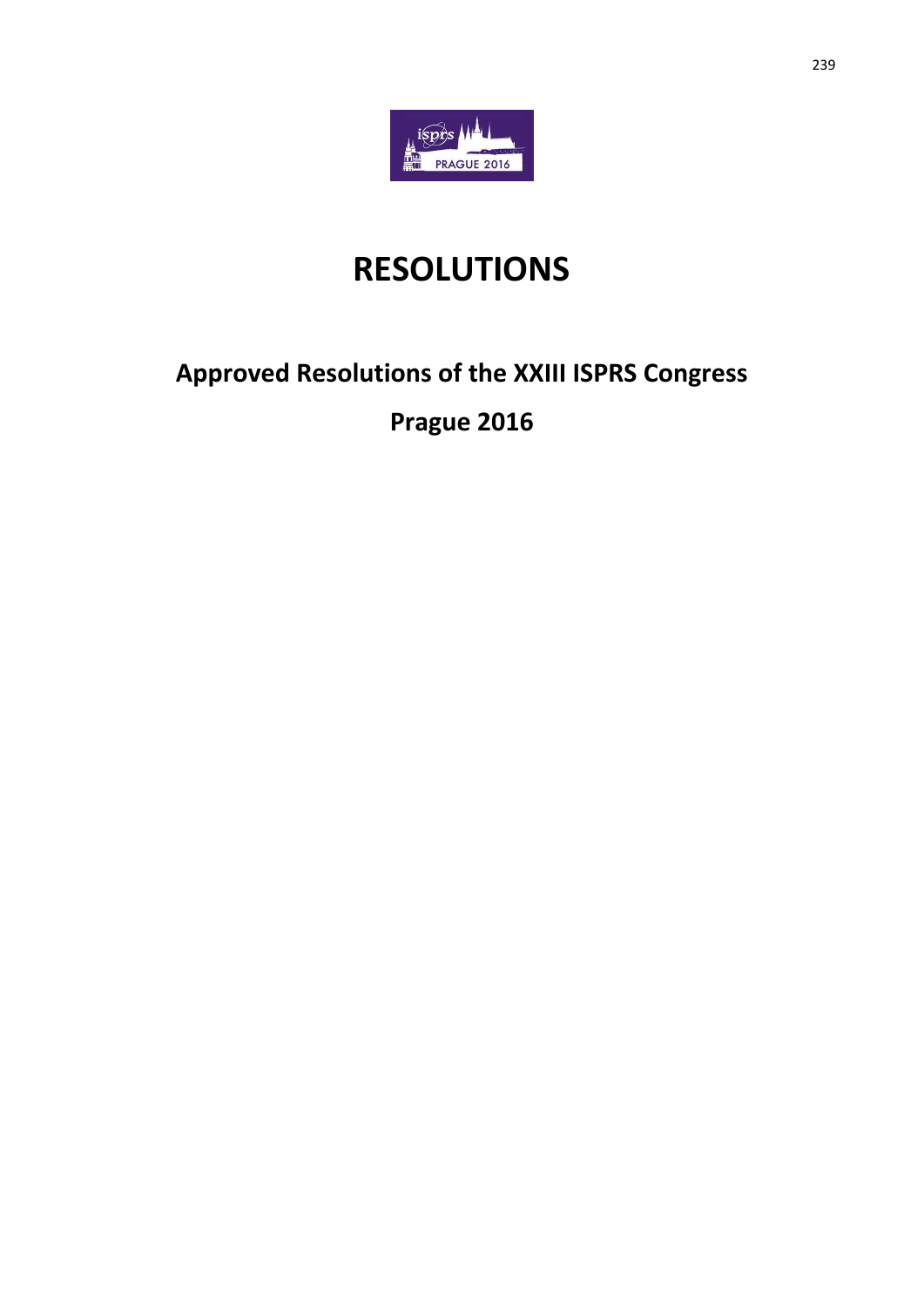# RESOLUTIONS

## Approved Resolutions of the XXIII ISPRS Congress

## Prague 2016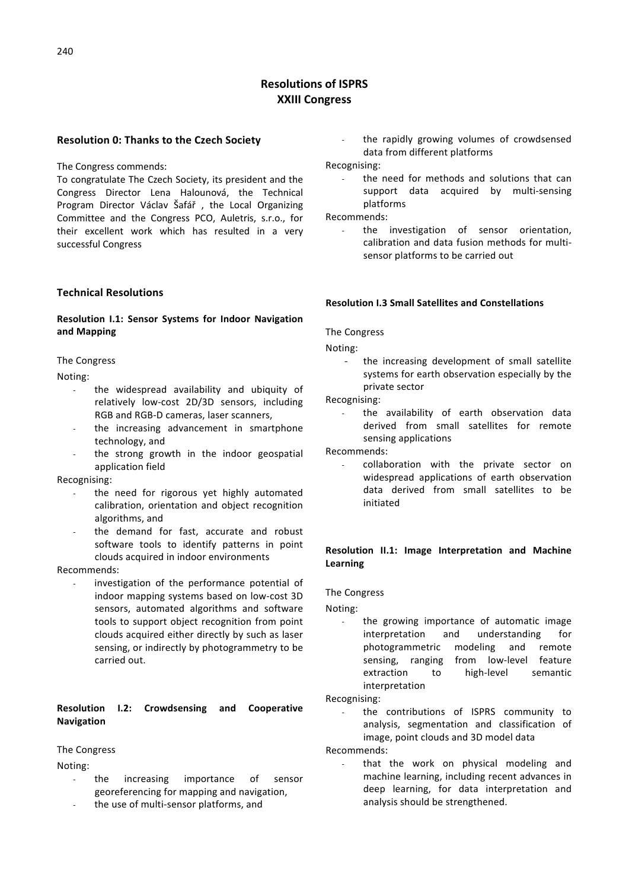# Resolutions of ISPRS XXIII Congress

## Resolution 0: Thanks to the Czech Society

The Congress commends:
To congratulate The Czech Society, its president and the Congress Director Lena Halounová, the Technical Program Director Václav Šafář , the Local Organizing Committee and the Congress PCO, Auletris, s.r.o., for their excellent work which has resulted in a very successful Congress

## Technical Resolutions

### Resolution I.1: Sensor Systems for Indoor Navigation and Mapping

The Congress

Noting:

- the widespread availability and ubiquity of relatively low-cost 2D/3D sensors, including RGB and RGB-D cameras, laser scanners,
- the increasing advancement in smartphone technology, and
- the strong growth in the indoor geospatial application field

Recognising:

- the need for rigorous yet highly automated calibration, orientation and object recognition algorithms, and
- the demand for fast, accurate and robust software tools to identify patterns in point clouds acquired in indoor environments

Recommends:

- investigation of the performance potential of indoor mapping systems based on low-cost 3D sensors, automated algorithms and software tools to support object recognition from point clouds acquired either directly by such as laser sensing, or indirectly by photogrammetry to be carried out.

### Resolution I.2: Crowdsensing and Cooperative Navigation

The Congress

Noting:

- the increasing importance of sensor georeferencing for mapping and navigation,
- the use of multi-sensor platforms, and
- the rapidly growing volumes of crowdsensed data from different platforms

Recognising:

- the need for methods and solutions that can support data acquired by multi-sensing platforms

Recommends:

- the investigation of sensor orientation, calibration and data fusion methods for multi-sensor platforms to be carried out

### Resolution I.3 Small Satellites and Constellations

The Congress

Noting:

- the increasing development of small satellite systems for earth observation especially by the private sector

Recognising:

- the availability of earth observation data derived from small satellites for remote sensing applications

Recommends:

- collaboration with the private sector on widespread applications of earth observation data derived from small satellites to be initiated

### Resolution II.1: Image Interpretation and Machine Learning

The Congress

Noting:

- the growing importance of automatic image interpretation and understanding for photogrammetric modeling and remote sensing, ranging from low-level feature extraction to high-level semantic interpretation

Recognising:

- the contributions of ISPRS community to analysis, segmentation and classification of image, point clouds and 3D model data

Recommends:

- that the work on physical modeling and machine learning, including recent advances in deep learning, for data interpretation and analysis should be strengthened.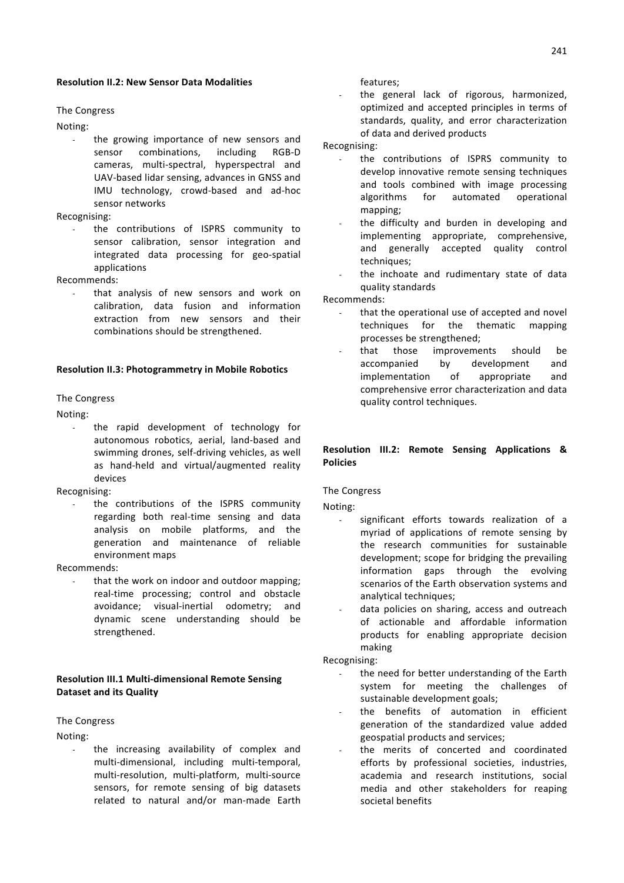**Resolution II.2: New Sensor Data Modalities**

The Congress

Noting:

- the growing importance of new sensors and sensor combinations, including RGB-D cameras, multi-spectral, hyperspectral and UAV-based lidar sensing, advances in GNSS and IMU technology, crowd-based and ad-hoc sensor networks

Recognising:

- the contributions of ISPRS community to sensor calibration, sensor integration and integrated data processing for geo-spatial applications

Recommends:

- that analysis of new sensors and work on calibration, data fusion and information extraction from new sensors and their combinations should be strengthened.

**Resolution II.3: Photogrammetry in Mobile Robotics**

The Congress

Noting:

- the rapid development of technology for autonomous robotics, aerial, land-based and swimming drones, self-driving vehicles, as well as hand-held and virtual/augmented reality devices

Recognising:

- the contributions of the ISPRS community regarding both real-time sensing and data analysis on mobile platforms, and the generation and maintenance of reliable environment maps

Recommends:

- that the work on indoor and outdoor mapping; real-time processing; control and obstacle avoidance; visual-inertial odometry; and dynamic scene understanding should be strengthened.

**Resolution III.1 Multi-dimensional Remote Sensing Dataset and its Quality**

The Congress

Noting:

- the increasing availability of complex and multi-dimensional, including multi-temporal, multi-resolution, multi-platform, multi-source sensors, for remote sensing of big datasets related to natural and/or man-made Earth features;
- the general lack of rigorous, harmonized, optimized and accepted principles in terms of standards, quality, and error characterization of data and derived products

Recognising:

- the contributions of ISPRS community to develop innovative remote sensing techniques and tools combined with image processing algorithms for automated operational mapping;
- the difficulty and burden in developing and implementing appropriate, comprehensive, and generally accepted quality control techniques;
- the inchoate and rudimentary state of data quality standards

Recommends:

- that the operational use of accepted and novel techniques for the thematic mapping processes be strengthened;
- that those improvements should be accompanied by development and implementation of appropriate and comprehensive error characterization and data quality control techniques.

**Resolution III.2: Remote Sensing Applications & Policies**

The Congress

Noting:

- significant efforts towards realization of a myriad of applications of remote sensing by the research communities for sustainable development; scope for bridging the prevailing information gaps through the evolving scenarios of the Earth observation systems and analytical techniques;
- data policies on sharing, access and outreach of actionable and affordable information products for enabling appropriate decision making

Recognising:

- the need for better understanding of the Earth system for meeting the challenges of sustainable development goals;
- the benefits of automation in efficient generation of the standardized value added geospatial products and services;
- the merits of concerted and coordinated efforts by professional societies, industries, academia and research institutions, social media and other stakeholders for reaping societal benefits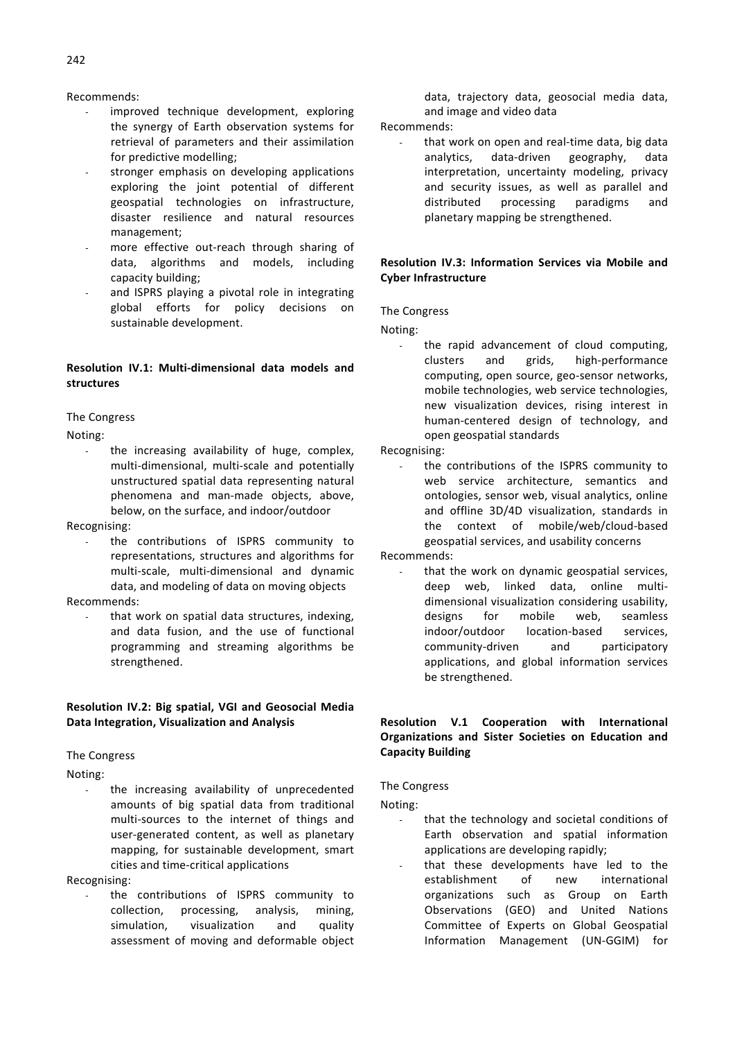Recommends:

- improved technique development, exploring the synergy of Earth observation systems for retrieval of parameters and their assimilation for predictive modelling;
- stronger emphasis on developing applications exploring the joint potential of different geospatial technologies on infrastructure, disaster resilience and natural resources management;
- more effective out-reach through sharing of data, algorithms and models, including capacity building;
- and ISPRS playing a pivotal role in integrating global efforts for policy decisions on sustainable development.

**Resolution IV.1: Multi-dimensional data models and structures**

The Congress

Noting:

- the increasing availability of huge, complex, multi-dimensional, multi-scale and potentially unstructured spatial data representing natural phenomena and man-made objects, above, below, on the surface, and indoor/outdoor

Recognising:

- the contributions of ISPRS community to representations, structures and algorithms for multi-scale, multi-dimensional and dynamic data, and modeling of data on moving objects

Recommends:

- that work on spatial data structures, indexing, and data fusion, and the use of functional programming and streaming algorithms be strengthened.

**Resolution IV.2: Big spatial, VGI and Geosocial Media Data Integration, Visualization and Analysis**

The Congress

Noting:

- the increasing availability of unprecedented amounts of big spatial data from traditional multi-sources to the internet of things and user-generated content, as well as planetary mapping, for sustainable development, smart cities and time-critical applications

Recognising:

- the contributions of ISPRS community to collection, processing, analysis, mining, simulation, visualization and quality assessment of moving and deformable object data, trajectory data, geosocial media data, and image and video data

Recommends:

- that work on open and real-time data, big data analytics, data-driven geography, data interpretation, uncertainty modeling, privacy and security issues, as well as parallel and distributed processing paradigms and planetary mapping be strengthened.

**Resolution IV.3: Information Services via Mobile and Cyber Infrastructure**

The Congress

Noting:

- the rapid advancement of cloud computing, clusters and grids, high-performance computing, open source, geo-sensor networks, mobile technologies, web service technologies, new visualization devices, rising interest in human-centered design of technology, and open geospatial standards

Recognising:

- the contributions of the ISPRS community to web service architecture, semantics and ontologies, sensor web, visual analytics, online and offline 3D/4D visualization, standards in the context of mobile/web/cloud-based geospatial services, and usability concerns

Recommends:

- that the work on dynamic geospatial services, deep web, linked data, online multi-dimensional visualization considering usability, designs for mobile web, seamless indoor/outdoor location-based services, community-driven and participatory applications, and global information services be strengthened.

**Resolution V.1 Cooperation with International Organizations and Sister Societies on Education and Capacity Building**

The Congress

Noting:

- that the technology and societal conditions of Earth observation and spatial information applications are developing rapidly;
- that these developments have led to the establishment of new international organizations such as Group on Earth Observations (GEO) and United Nations Committee of Experts on Global Geospatial Information Management (UN-GGIM) for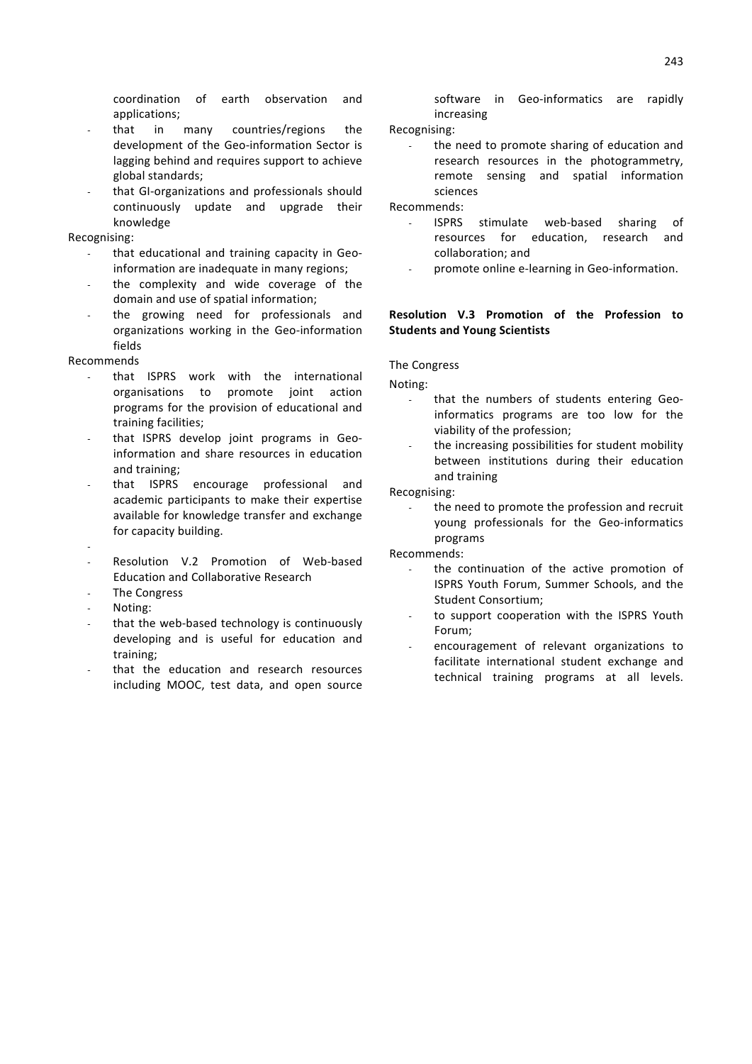coordination of earth observation and applications;
- that in many countries/regions the development of the Geo-information Sector is lagging behind and requires support to achieve global standards;
- that GI-organizations and professionals should continuously update and upgrade their knowledge

Recognising:

- that educational and training capacity in Geo-information are inadequate in many regions;
- the complexity and wide coverage of the domain and use of spatial information;
- the growing need for professionals and organizations working in the Geo-information fields

Recommends

- that ISPRS work with the international organisations to promote joint action programs for the provision of educational and training facilities;
- that ISPRS develop joint programs in Geo-information and share resources in education and training;
- that ISPRS encourage professional and academic participants to make their expertise available for knowledge transfer and exchange for capacity building.
-
- Resolution V.2 Promotion of Web-based Education and Collaborative Research
- The Congress
- Noting:
- that the web-based technology is continuously developing and is useful for education and training;
- that the education and research resources including MOOC, test data, and open source software in Geo-informatics are rapidly increasing

Recognising:

- the need to promote sharing of education and research resources in the photogrammetry, remote sensing and spatial information sciences

Recommends:

- ISPRS stimulate web-based sharing of resources for education, research and collaboration; and
- promote online e-learning in Geo-information.

**Resolution V.3 Promotion of the Profession to Students and Young Scientists**

The Congress

Noting:

- that the numbers of students entering Geo-informatics programs are too low for the viability of the profession;
- the increasing possibilities for student mobility between institutions during their education and training

Recognising:

- the need to promote the profession and recruit young professionals for the Geo-informatics programs

Recommends:

- the continuation of the active promotion of ISPRS Youth Forum, Summer Schools, and the Student Consortium;
- to support cooperation with the ISPRS Youth Forum;
- encouragement of relevant organizations to facilitate international student exchange and technical training programs at all levels.